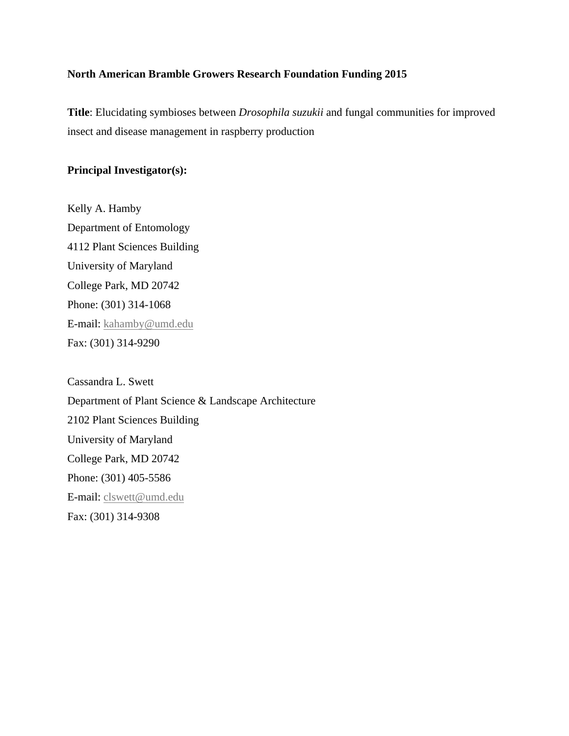**North American Bramble Growers Research Foundation Funding 2015**

**Title**: Elucidating symbioses between *Drosophila suzukii* and fungal communities for improved insect and disease management in raspberry production

**Principal Investigator(s):**

Kelly A. Hamby
Department of Entomology
4112 Plant Sciences Building
University of Maryland
College Park, MD 20742
Phone: (301) 314-1068
E-mail: kahamby@umd.edu
Fax: (301) 314-9290

Cassandra L. Swett
Department of Plant Science & Landscape Architecture
2102 Plant Sciences Building
University of Maryland
College Park, MD 20742
Phone: (301) 405-5586
E-mail: clswett@umd.edu
Fax: (301) 314-9308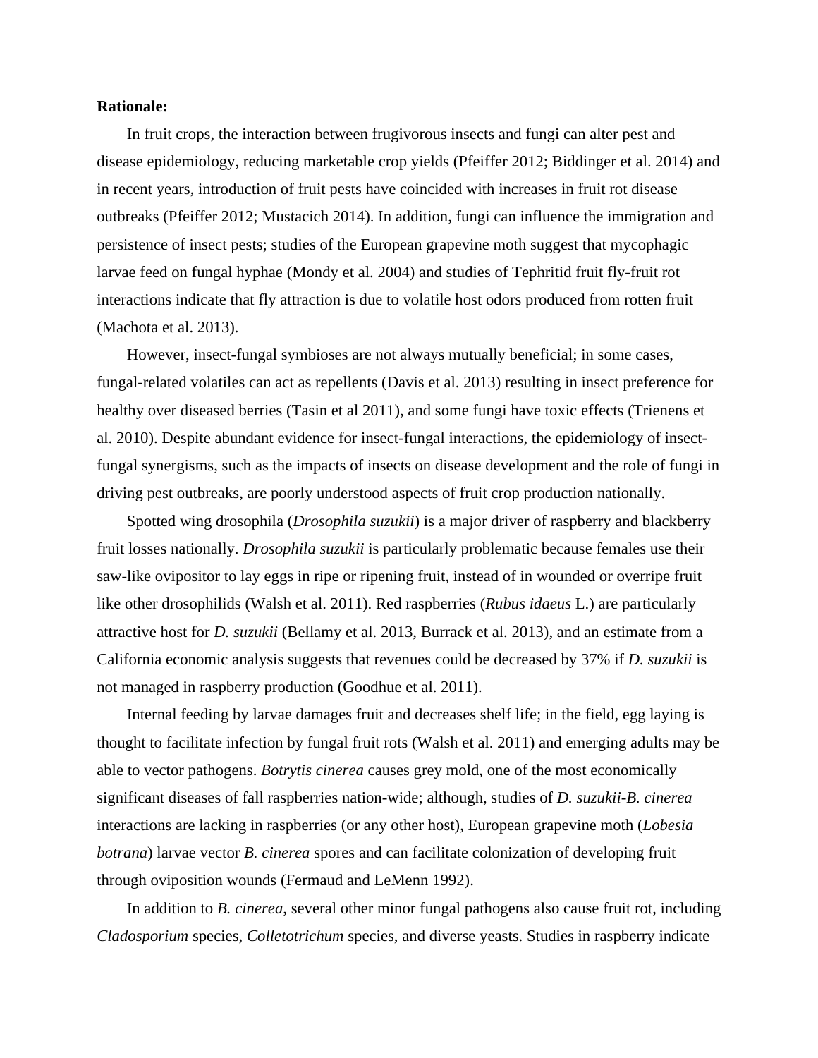**Rationale:**

In fruit crops, the interaction between frugivorous insects and fungi can alter pest and disease epidemiology, reducing marketable crop yields (Pfeiffer 2012; Biddinger et al. 2014) and in recent years, introduction of fruit pests have coincided with increases in fruit rot disease outbreaks (Pfeiffer 2012; Mustacich 2014). In addition, fungi can influence the immigration and persistence of insect pests; studies of the European grapevine moth suggest that mycophagic larvae feed on fungal hyphae (Mondy et al. 2004) and studies of Tephritid fruit fly-fruit rot interactions indicate that fly attraction is due to volatile host odors produced from rotten fruit (Machota et al. 2013).

However, insect-fungal symbioses are not always mutually beneficial; in some cases, fungal-related volatiles can act as repellents (Davis et al. 2013) resulting in insect preference for healthy over diseased berries (Tasin et al 2011), and some fungi have toxic effects (Trienens et al. 2010). Despite abundant evidence for insect-fungal interactions, the epidemiology of insect-fungal synergisms, such as the impacts of insects on disease development and the role of fungi in driving pest outbreaks, are poorly understood aspects of fruit crop production nationally.

Spotted wing drosophila (*Drosophila suzukii*) is a major driver of raspberry and blackberry fruit losses nationally. *Drosophila suzukii* is particularly problematic because females use their saw-like ovipositor to lay eggs in ripe or ripening fruit, instead of in wounded or overripe fruit like other drosophilids (Walsh et al. 2011). Red raspberries (*Rubus idaeus* L.) are particularly attractive host for *D. suzukii* (Bellamy et al. 2013, Burrack et al. 2013), and an estimate from a California economic analysis suggests that revenues could be decreased by 37% if *D. suzukii* is not managed in raspberry production (Goodhue et al. 2011).

Internal feeding by larvae damages fruit and decreases shelf life; in the field, egg laying is thought to facilitate infection by fungal fruit rots (Walsh et al. 2011) and emerging adults may be able to vector pathogens. *Botrytis cinerea* causes grey mold, one of the most economically significant diseases of fall raspberries nation-wide; although, studies of *D. suzukii*-*B. cinerea* interactions are lacking in raspberries (or any other host), European grapevine moth (*Lobesia botrana*) larvae vector *B. cinerea* spores and can facilitate colonization of developing fruit through oviposition wounds (Fermaud and LeMenn 1992).

In addition to *B. cinerea*, several other minor fungal pathogens also cause fruit rot, including *Cladosporium* species, *Colletotrichum* species, and diverse yeasts. Studies in raspberry indicate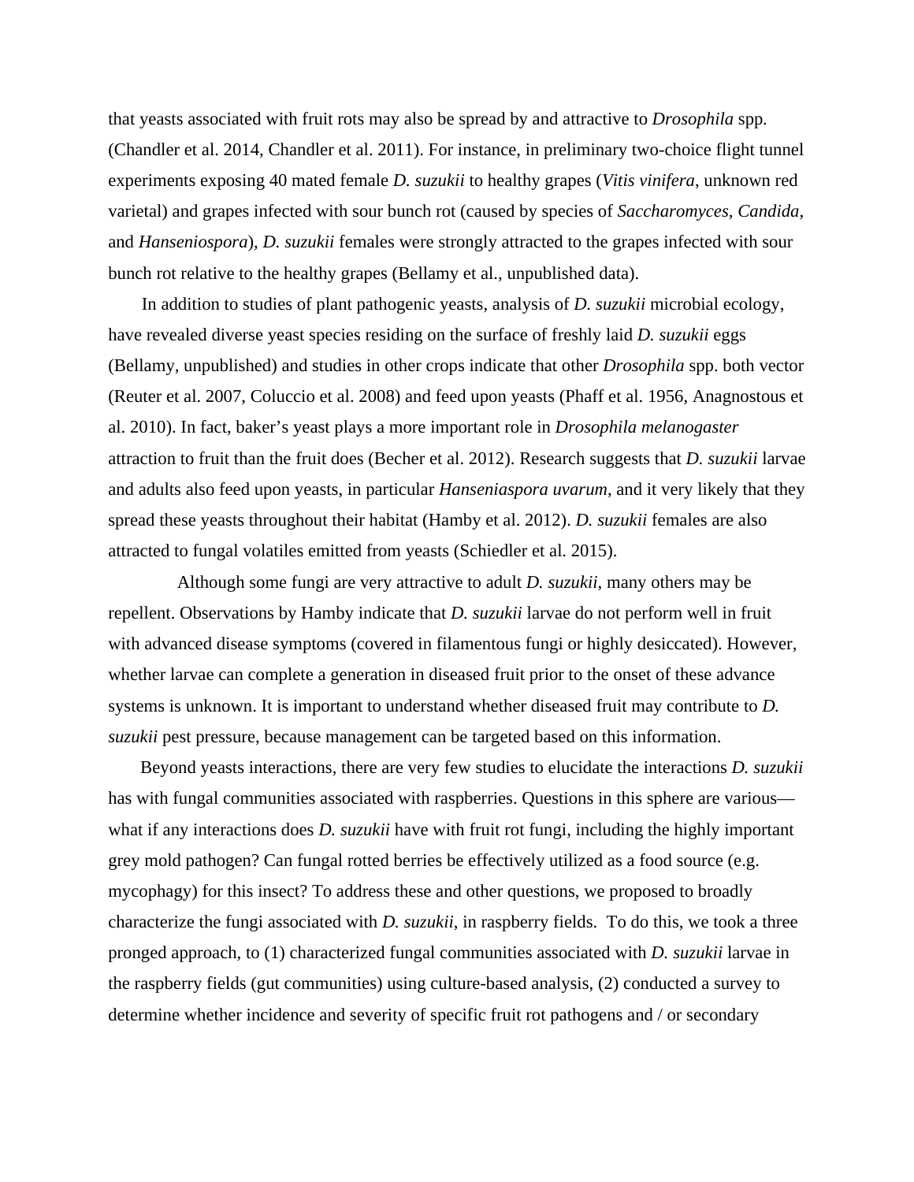that yeasts associated with fruit rots may also be spread by and attractive to *Drosophila* spp. (Chandler et al. 2014, Chandler et al. 2011). For instance, in preliminary two-choice flight tunnel experiments exposing 40 mated female *D. suzukii* to healthy grapes (*Vitis vinifera*, unknown red varietal) and grapes infected with sour bunch rot (caused by species of *Saccharomyces*, *Candida*, and *Hanseniospora*), *D. suzukii* females were strongly attracted to the grapes infected with sour bunch rot relative to the healthy grapes (Bellamy et al., unpublished data).

In addition to studies of plant pathogenic yeasts, analysis of *D. suzukii* microbial ecology, have revealed diverse yeast species residing on the surface of freshly laid *D. suzukii* eggs (Bellamy, unpublished) and studies in other crops indicate that other *Drosophila* spp. both vector (Reuter et al. 2007, Coluccio et al. 2008) and feed upon yeasts (Phaff et al. 1956, Anagnostous et al. 2010). In fact, baker's yeast plays a more important role in *Drosophila melanogaster* attraction to fruit than the fruit does (Becher et al. 2012). Research suggests that *D. suzukii* larvae and adults also feed upon yeasts, in particular *Hanseniaspora uvarum*, and it very likely that they spread these yeasts throughout their habitat (Hamby et al. 2012). *D. suzukii* females are also attracted to fungal volatiles emitted from yeasts (Schiedler et al. 2015).

Although some fungi are very attractive to adult *D. suzukii*, many others may be repellent. Observations by Hamby indicate that *D. suzukii* larvae do not perform well in fruit with advanced disease symptoms (covered in filamentous fungi or highly desiccated). However, whether larvae can complete a generation in diseased fruit prior to the onset of these advance systems is unknown. It is important to understand whether diseased fruit may contribute to *D. suzukii* pest pressure, because management can be targeted based on this information.

Beyond yeasts interactions, there are very few studies to elucidate the interactions *D. suzukii* has with fungal communities associated with raspberries. Questions in this sphere are various—what if any interactions does *D. suzukii* have with fruit rot fungi, including the highly important grey mold pathogen? Can fungal rotted berries be effectively utilized as a food source (e.g. mycophagy) for this insect? To address these and other questions, we proposed to broadly characterize the fungi associated with *D. suzukii*, in raspberry fields. To do this, we took a three pronged approach, to (1) characterized fungal communities associated with *D. suzukii* larvae in the raspberry fields (gut communities) using culture-based analysis, (2) conducted a survey to determine whether incidence and severity of specific fruit rot pathogens and / or secondary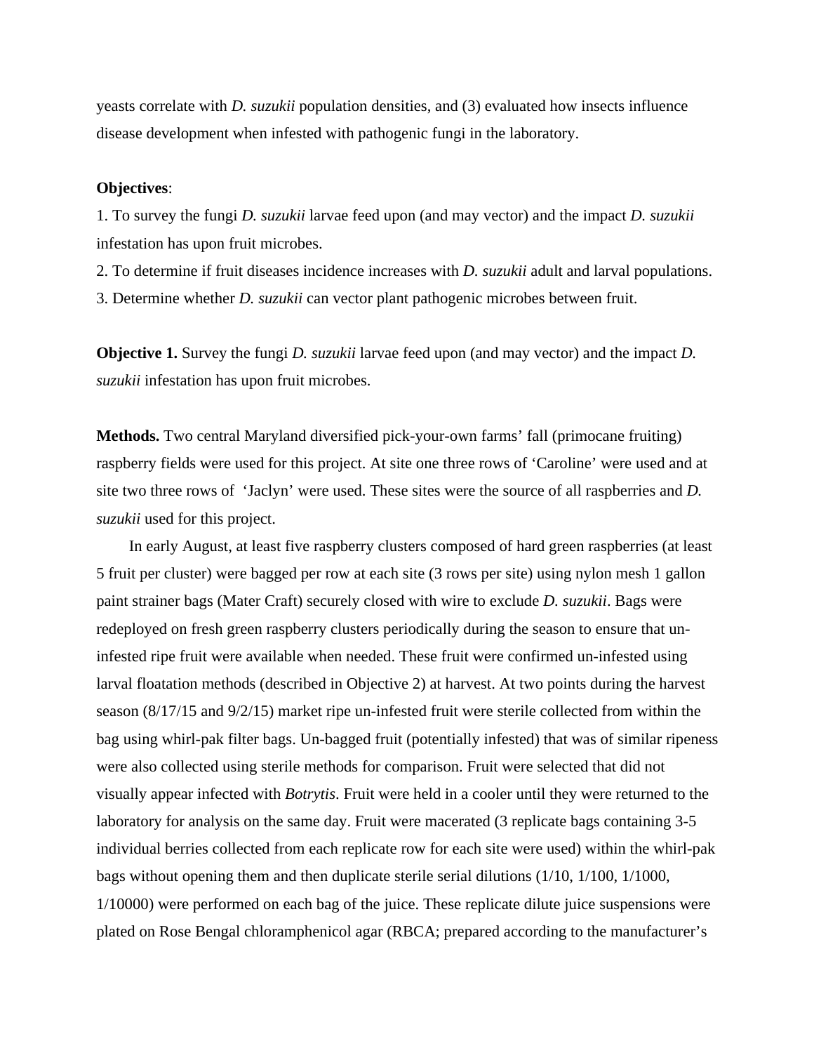yeasts correlate with *D. suzukii* population densities, and (3) evaluated how insects influence disease development when infested with pathogenic fungi in the laboratory.

**Objectives**:

1. To survey the fungi *D. suzukii* larvae feed upon (and may vector) and the impact *D. suzukii* infestation has upon fruit microbes.
2. To determine if fruit diseases incidence increases with *D. suzukii* adult and larval populations.
3. Determine whether *D. suzukii* can vector plant pathogenic microbes between fruit.

**Objective 1.** Survey the fungi *D. suzukii* larvae feed upon (and may vector) and the impact *D. suzukii* infestation has upon fruit microbes.

**Methods.** Two central Maryland diversified pick-your-own farms' fall (primocane fruiting) raspberry fields were used for this project. At site one three rows of 'Caroline' were used and at site two three rows of 'Jaclyn' were used. These sites were the source of all raspberries and *D. suzukii* used for this project.

In early August, at least five raspberry clusters composed of hard green raspberries (at least 5 fruit per cluster) were bagged per row at each site (3 rows per site) using nylon mesh 1 gallon paint strainer bags (Mater Craft) securely closed with wire to exclude *D. suzukii*. Bags were redeployed on fresh green raspberry clusters periodically during the season to ensure that un-infested ripe fruit were available when needed. These fruit were confirmed un-infested using larval floatation methods (described in Objective 2) at harvest. At two points during the harvest season (8/17/15 and 9/2/15) market ripe un-infested fruit were sterile collected from within the bag using whirl-pak filter bags. Un-bagged fruit (potentially infested) that was of similar ripeness were also collected using sterile methods for comparison. Fruit were selected that did not visually appear infected with *Botrytis*. Fruit were held in a cooler until they were returned to the laboratory for analysis on the same day. Fruit were macerated (3 replicate bags containing 3-5 individual berries collected from each replicate row for each site were used) within the whirl-pak bags without opening them and then duplicate sterile serial dilutions (1/10, 1/100, 1/1000, 1/10000) were performed on each bag of the juice. These replicate dilute juice suspensions were plated on Rose Bengal chloramphenicol agar (RBCA; prepared according to the manufacturer's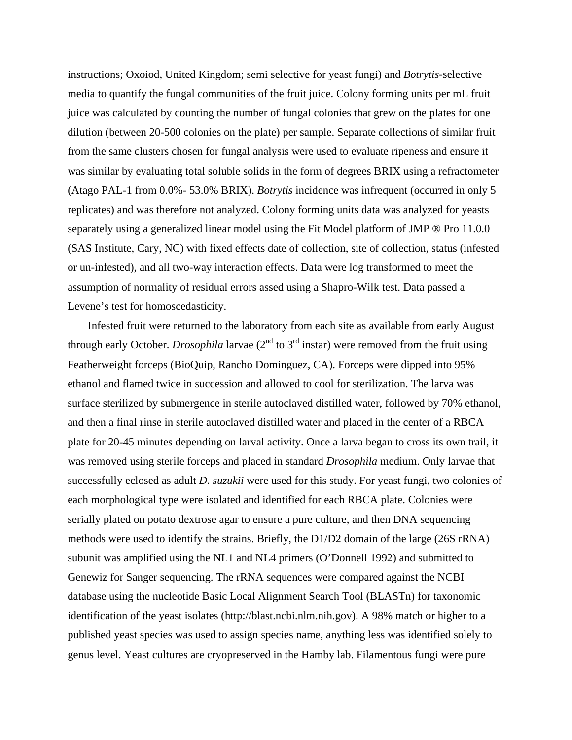instructions; Oxoiod, United Kingdom; semi selective for yeast fungi) and *Botrytis*-selective media to quantify the fungal communities of the fruit juice. Colony forming units per mL fruit juice was calculated by counting the number of fungal colonies that grew on the plates for one dilution (between 20-500 colonies on the plate) per sample. Separate collections of similar fruit from the same clusters chosen for fungal analysis were used to evaluate ripeness and ensure it was similar by evaluating total soluble solids in the form of degrees BRIX using a refractometer (Atago PAL-1 from 0.0%- 53.0% BRIX). *Botrytis* incidence was infrequent (occurred in only 5 replicates) and was therefore not analyzed. Colony forming units data was analyzed for yeasts separately using a generalized linear model using the Fit Model platform of JMP ® Pro 11.0.0 (SAS Institute, Cary, NC) with fixed effects date of collection, site of collection, status (infested or un-infested), and all two-way interaction effects. Data were log transformed to meet the assumption of normality of residual errors assed using a Shapro-Wilk test. Data passed a Levene's test for homoscedasticity.

Infested fruit were returned to the laboratory from each site as available from early August through early October. *Drosophila* larvae (2nd to 3rd instar) were removed from the fruit using Featherweight forceps (BioQuip, Rancho Dominguez, CA). Forceps were dipped into 95% ethanol and flamed twice in succession and allowed to cool for sterilization. The larva was surface sterilized by submergence in sterile autoclaved distilled water, followed by 70% ethanol, and then a final rinse in sterile autoclaved distilled water and placed in the center of a RBCA plate for 20-45 minutes depending on larval activity. Once a larva began to cross its own trail, it was removed using sterile forceps and placed in standard *Drosophila* medium. Only larvae that successfully eclosed as adult *D. suzukii* were used for this study. For yeast fungi, two colonies of each morphological type were isolated and identified for each RBCA plate. Colonies were serially plated on potato dextrose agar to ensure a pure culture, and then DNA sequencing methods were used to identify the strains. Briefly, the D1/D2 domain of the large (26S rRNA) subunit was amplified using the NL1 and NL4 primers (O'Donnell 1992) and submitted to Genewiz for Sanger sequencing. The rRNA sequences were compared against the NCBI database using the nucleotide Basic Local Alignment Search Tool (BLASTn) for taxonomic identification of the yeast isolates (http://blast.ncbi.nlm.nih.gov). A 98% match or higher to a published yeast species was used to assign species name, anything less was identified solely to genus level. Yeast cultures are cryopreserved in the Hamby lab. Filamentous fungi were pure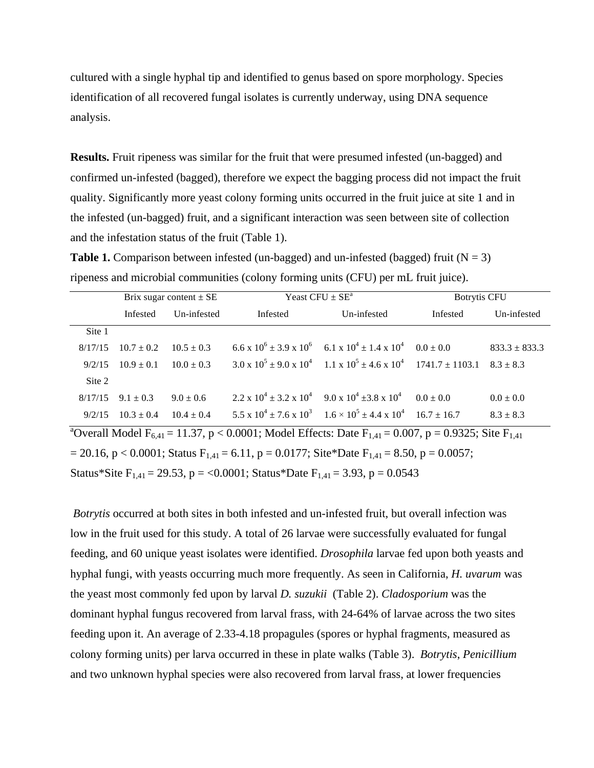cultured with a single hyphal tip and identified to genus based on spore morphology. Species identification of all recovered fungal isolates is currently underway, using DNA sequence analysis.

**Results.** Fruit ripeness was similar for the fruit that were presumed infested (un-bagged) and confirmed un-infested (bagged), therefore we expect the bagging process did not impact the fruit quality. Significantly more yeast colony forming units occurred in the fruit juice at site 1 and in the infested (un-bagged) fruit, and a significant interaction was seen between site of collection and the infestation status of the fruit (Table 1).

**Table 1.** Comparison between infested (un-bagged) and un-infested (bagged) fruit (N = 3) ripeness and microbial communities (colony forming units (CFU) per mL fruit juice).

| | Brix sugar content ± SE | | Yeast CFU ± SE[a] | | Botrytis CFU | |
|---|---|---|---|---|---|---|
| | Infested | Un-infested | Infested | Un-infested | Infested | Un-infested |
| Site 1 | | | | | | |
| 8/17/15 | 10.7 ± 0.2 | 10.5 ± 0.3 | $6.6 \times 10^6 \pm 3.9 \times 10^6$ | $6.1 \times 10^4 \pm 1.4 \times 10^4$ | 0.0 ± 0.0 | 833.3 ± 833.3 |
| 9/2/15 | 10.9 ± 0.1 | 10.0 ± 0.3 | $3.0 \times 10^5 \pm 9.0 \times 10^4$ | $1.1 \times 10^5 \pm 4.6 \times 10^4$ | 1741.7 ± 1103.1 | 8.3 ± 8.3 |
| Site 2 | | | | | | |
| 8/17/15 | 9.1 ± 0.3 | 9.0 ± 0.6 | $2.2 \times 10^4 \pm 3.2 \times 10^4$ | $9.0 \times 10^4 \pm 3.8 \times 10^4$ | 0.0 ± 0.0 | 0.0 ± 0.0 |
| 9/2/15 | 10.3 ± 0.4 | 10.4 ± 0.4 | $5.5 \times 10^4 \pm 7.6 \times 10^3$ | $1.6 \times 10^5 \pm 4.4 \times 10^4$ | 16.7 ± 16.7 | 8.3 ± 8.3 |

[a]Overall Model $F_{6,41} = 11.37$, $p < 0.0001$; Model Effects: Date $F_{1,41} = 0.007$, $p = 0.9325$; Site $F_{1,41} = 20.16$, $p < 0.0001$; Status $F_{1,41} = 6.11$, $p = 0.0177$; Site*Date $F_{1,41} = 8.50$, $p = 0.0057$; Status*Site $F_{1,41} = 29.53$, $p = <0.0001$; Status*Date $F_{1,41} = 3.93$, $p = 0.0543$

*Botrytis* occurred at both sites in both infested and un-infested fruit, but overall infection was low in the fruit used for this study. A total of 26 larvae were successfully evaluated for fungal feeding, and 60 unique yeast isolates were identified. *Drosophila* larvae fed upon both yeasts and hyphal fungi, with yeasts occurring much more frequently. As seen in California, *H. uvarum* was the yeast most commonly fed upon by larval *D. suzukii* (Table 2). *Cladosporium* was the dominant hyphal fungus recovered from larval frass, with 24-64% of larvae across the two sites feeding upon it. An average of 2.33-4.18 propagules (spores or hyphal fragments, measured as colony forming units) per larva occurred in these in plate walks (Table 3). *Botrytis*, *Penicillium* and two unknown hyphal species were also recovered from larval frass, at lower frequencies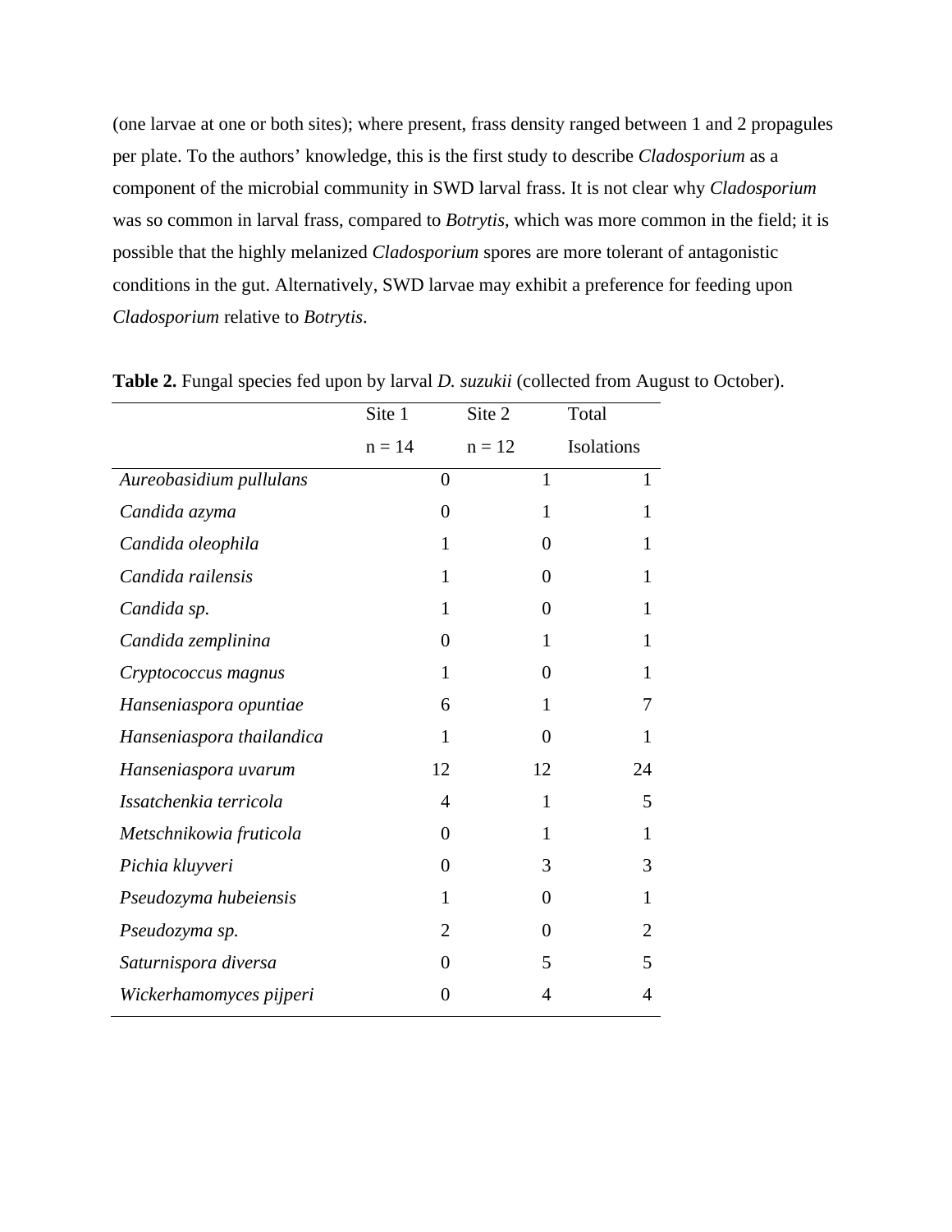(one larvae at one or both sites); where present, frass density ranged between 1 and 2 propagules per plate. To the authors' knowledge, this is the first study to describe *Cladosporium* as a component of the microbial community in SWD larval frass. It is not clear why *Cladosporium* was so common in larval frass, compared to *Botrytis*, which was more common in the field; it is possible that the highly melanized *Cladosporium* spores are more tolerant of antagonistic conditions in the gut. Alternatively, SWD larvae may exhibit a preference for feeding upon *Cladosporium* relative to *Botrytis*.

**Table 2.** Fungal species fed upon by larval *D. suzukii* (collected from August to October).

| | Site 1 n = 14 | Site 2 n = 12 | Total Isolations |
|---|---|---|---|
| *Aureobasidium pullulans* | 0 | 1 | 1 |
| *Candida azyma* | 0 | 1 | 1 |
| *Candida oleophila* | 1 | 0 | 1 |
| *Candida railensis* | 1 | 0 | 1 |
| *Candida sp.* | 1 | 0 | 1 |
| *Candida zemplinina* | 0 | 1 | 1 |
| *Cryptococcus magnus* | 1 | 0 | 1 |
| *Hanseniaspora opuntiae* | 6 | 1 | 7 |
| *Hanseniaspora thailandica* | 1 | 0 | 1 |
| *Hanseniaspora uvarum* | 12 | 12 | 24 |
| *Issatchenkia terricola* | 4 | 1 | 5 |
| *Metschnikowia fruticola* | 0 | 1 | 1 |
| *Pichia kluyveri* | 0 | 3 | 3 |
| *Pseudozyma hubeiensis* | 1 | 0 | 1 |
| *Pseudozyma sp.* | 2 | 0 | 2 |
| *Saturnispora diversa* | 0 | 5 | 5 |
| *Wickerhamomyces pijperi* | 0 | 4 | 4 |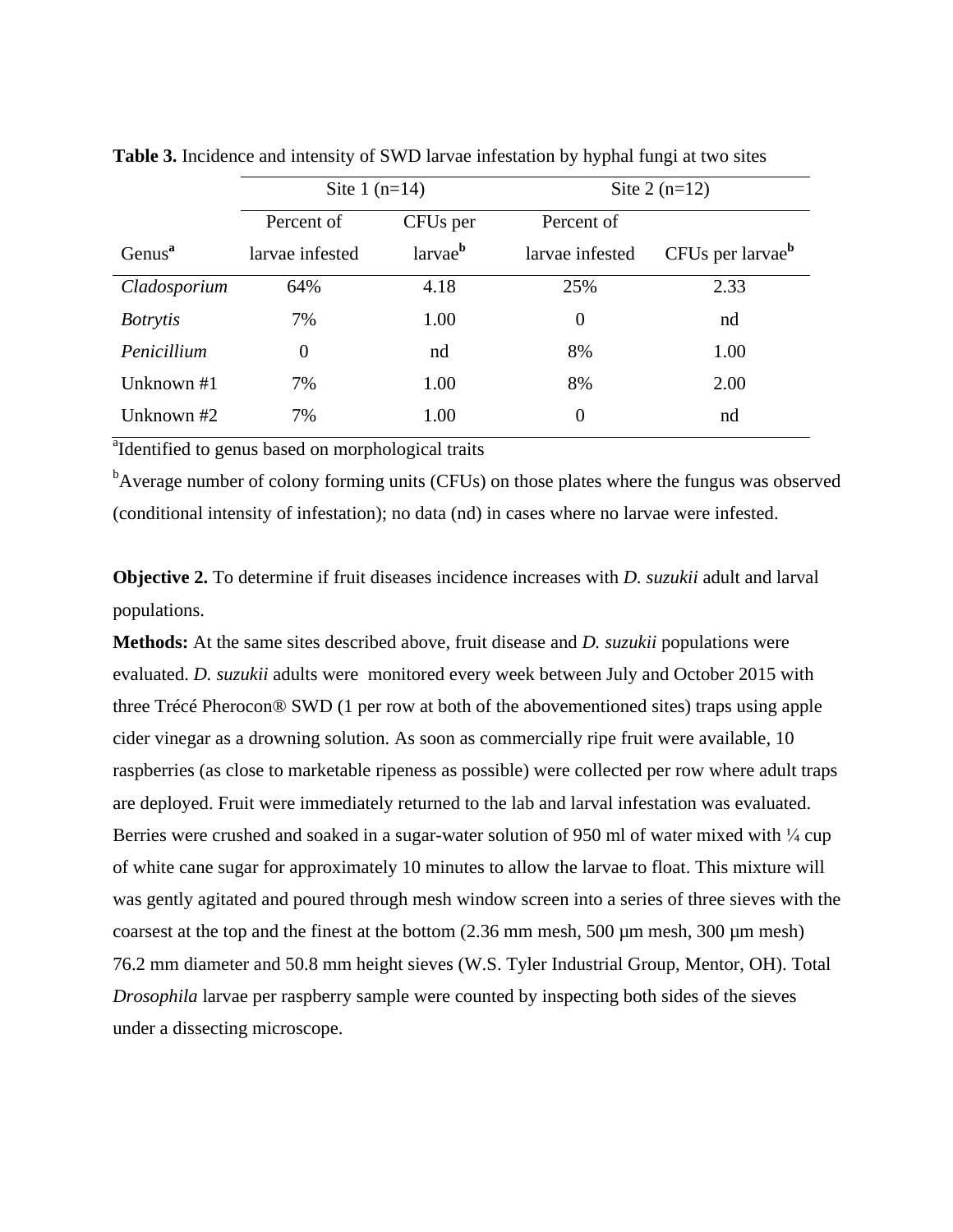**Table 3.** Incidence and intensity of SWD larvae infestation by hyphal fungi at two sites

| | Site 1 (n=14) | | Site 2 (n=12) | |
|---|---|---|---|---|
| Genus[a] | Percent of larvae infested | CFUs per larvae[b] | Percent of larvae infested | CFUs per larvae[b] |
| *Cladosporium* | 64% | 4.18 | 25% | 2.33 |
| *Botrytis* | 7% | 1.00 | 0 | nd |
| *Penicillium* | 0 | nd | 8% | 1.00 |
| Unknown #1 | 7% | 1.00 | 8% | 2.00 |
| Unknown #2 | 7% | 1.00 | 0 | nd |

[a]Identified to genus based on morphological traits

[b]Average number of colony forming units (CFUs) on those plates where the fungus was observed (conditional intensity of infestation); no data (nd) in cases where no larvae were infested.

**Objective 2.** To determine if fruit diseases incidence increases with *D. suzukii* adult and larval populations.

**Methods:** At the same sites described above, fruit disease and *D. suzukii* populations were evaluated. *D. suzukii* adults were monitored every week between July and October 2015 with three Trécé Pherocon® SWD (1 per row at both of the abovementioned sites) traps using apple cider vinegar as a drowning solution. As soon as commercially ripe fruit were available, 10 raspberries (as close to marketable ripeness as possible) were collected per row where adult traps are deployed. Fruit were immediately returned to the lab and larval infestation was evaluated. Berries were crushed and soaked in a sugar-water solution of 950 ml of water mixed with ¼ cup of white cane sugar for approximately 10 minutes to allow the larvae to float. This mixture will was gently agitated and poured through mesh window screen into a series of three sieves with the coarsest at the top and the finest at the bottom (2.36 mm mesh, 500 μm mesh, 300 μm mesh) 76.2 mm diameter and 50.8 mm height sieves (W.S. Tyler Industrial Group, Mentor, OH). Total *Drosophila* larvae per raspberry sample were counted by inspecting both sides of the sieves under a dissecting microscope.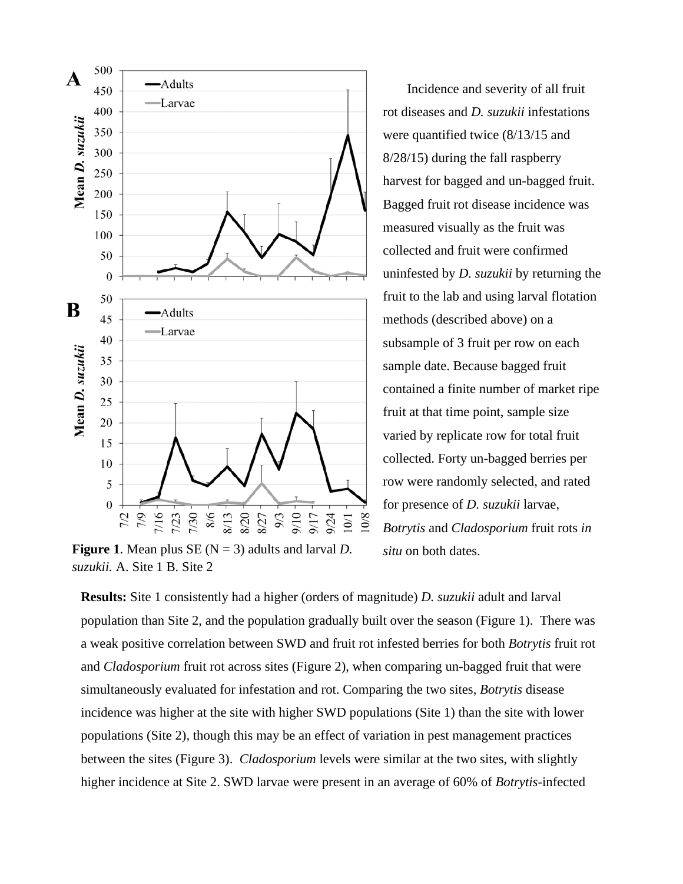Incidence and severity of all fruit rot diseases and *D. suzukii* infestations were quantified twice (8/13/15 and 8/28/15) during the fall raspberry harvest for bagged and un-bagged fruit. Bagged fruit rot disease incidence was measured visually as the fruit was collected and fruit were confirmed uninfested by *D. suzukii* by returning the fruit to the lab and using larval flotation methods (described above) on a subsample of 3 fruit per row on each sample date. Because bagged fruit contained a finite number of market ripe fruit at that time point, sample size varied by replicate row for total fruit collected. Forty un-bagged berries per row were randomly selected, and rated for presence of *D. suzukii* larvae, *Botrytis* and *Cladosporium* fruit rots *in situ* on both dates.

**Figure 1**. Mean plus SE (N = 3) adults and larval *D. suzukii.* A. Site 1 B. Site 2

**Results:** Site 1 consistently had a higher (orders of magnitude) *D. suzukii* adult and larval population than Site 2, and the population gradually built over the season (Figure 1). There was a weak positive correlation between SWD and fruit rot infested berries for both *Botrytis* fruit rot and *Cladosporium* fruit rot across sites (Figure 2), when comparing un-bagged fruit that were simultaneously evaluated for infestation and rot. Comparing the two sites, *Botrytis* disease incidence was higher at the site with higher SWD populations (Site 1) than the site with lower populations (Site 2), though this may be an effect of variation in pest management practices between the sites (Figure 3). *Cladosporium* levels were similar at the two sites, with slightly higher incidence at Site 2. SWD larvae were present in an average of 60% of *Botrytis*-infected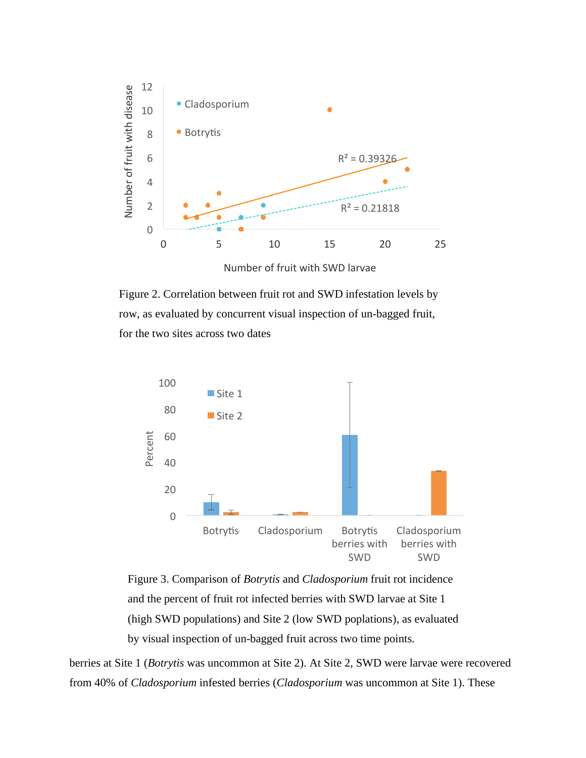Figure 2. Correlation between fruit rot and SWD infestation levels by row, as evaluated by concurrent visual inspection of un-bagged fruit, for the two sites across two dates

Figure 3. Comparison of *Botrytis* and *Cladosporium* fruit rot incidence and the percent of fruit rot infected berries with SWD larvae at Site 1 (high SWD populations) and Site 2 (low SWD poplations), as evaluated by visual inspection of un-bagged fruit across two time points.

berries at Site 1 (*Botrytis* was uncommon at Site 2). At Site 2, SWD were larvae were recovered from 40% of *Cladosporium* infested berries (*Cladosporium* was uncommon at Site 1). These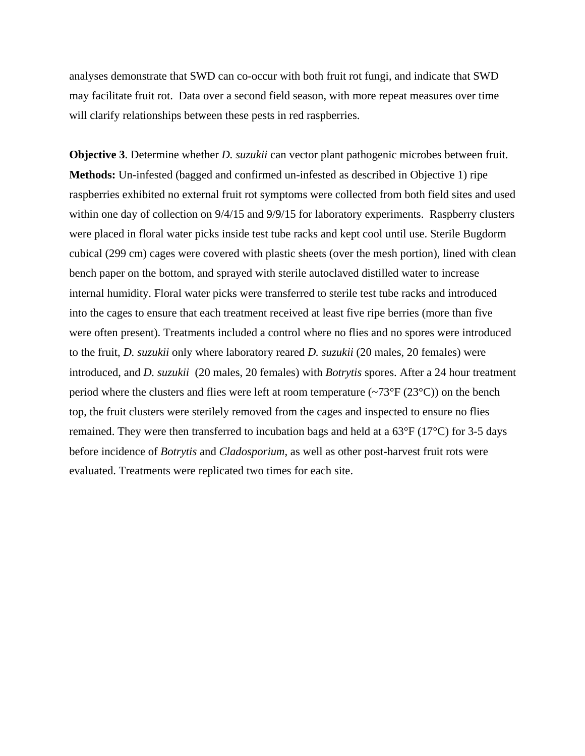analyses demonstrate that SWD can co-occur with both fruit rot fungi, and indicate that SWD may facilitate fruit rot. Data over a second field season, with more repeat measures over time will clarify relationships between these pests in red raspberries.

**Objective 3**. Determine whether *D. suzukii* can vector plant pathogenic microbes between fruit. **Methods:** Un-infested (bagged and confirmed un-infested as described in Objective 1) ripe raspberries exhibited no external fruit rot symptoms were collected from both field sites and used within one day of collection on 9/4/15 and 9/9/15 for laboratory experiments. Raspberry clusters were placed in floral water picks inside test tube racks and kept cool until use. Sterile Bugdorm cubical (299 cm) cages were covered with plastic sheets (over the mesh portion), lined with clean bench paper on the bottom, and sprayed with sterile autoclaved distilled water to increase internal humidity. Floral water picks were transferred to sterile test tube racks and introduced into the cages to ensure that each treatment received at least five ripe berries (more than five were often present). Treatments included a control where no flies and no spores were introduced to the fruit, *D. suzukii* only where laboratory reared *D. suzukii* (20 males, 20 females) were introduced, and *D. suzukii* (20 males, 20 females) with *Botrytis* spores. After a 24 hour treatment period where the clusters and flies were left at room temperature (~73°F (23°C)) on the bench top, the fruit clusters were sterilely removed from the cages and inspected to ensure no flies remained. They were then transferred to incubation bags and held at a 63°F (17°C) for 3-5 days before incidence of *Botrytis* and *Cladosporium*, as well as other post-harvest fruit rots were evaluated. Treatments were replicated two times for each site.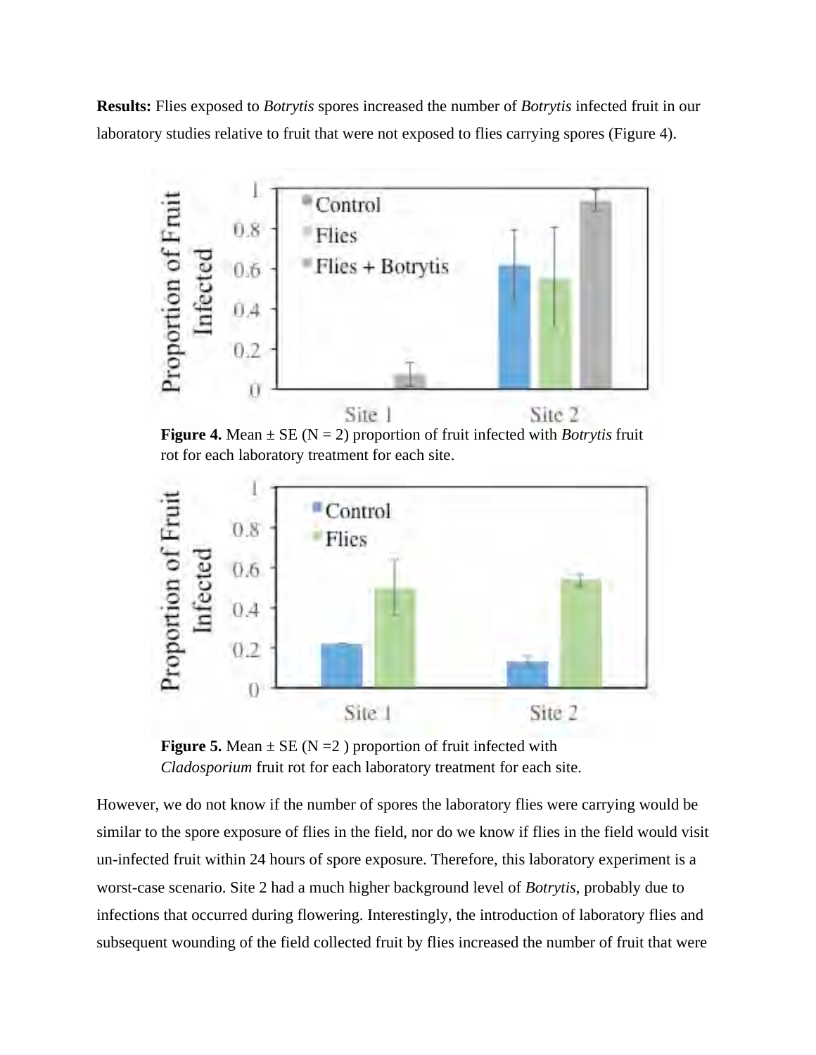**Results:** Flies exposed to *Botrytis* spores increased the number of *Botrytis* infected fruit in our laboratory studies relative to fruit that were not exposed to flies carrying spores (Figure 4).

**Figure 4.** Mean ± SE (N = 2) proportion of fruit infected with *Botrytis* fruit rot for each laboratory treatment for each site.

**Figure 5.** Mean ± SE (N =2 ) proportion of fruit infected with *Cladosporium* fruit rot for each laboratory treatment for each site.

However, we do not know if the number of spores the laboratory flies were carrying would be similar to the spore exposure of flies in the field, nor do we know if flies in the field would visit un-infected fruit within 24 hours of spore exposure. Therefore, this laboratory experiment is a worst-case scenario. Site 2 had a much higher background level of *Botrytis*, probably due to infections that occurred during flowering. Interestingly, the introduction of laboratory flies and subsequent wounding of the field collected fruit by flies increased the number of fruit that were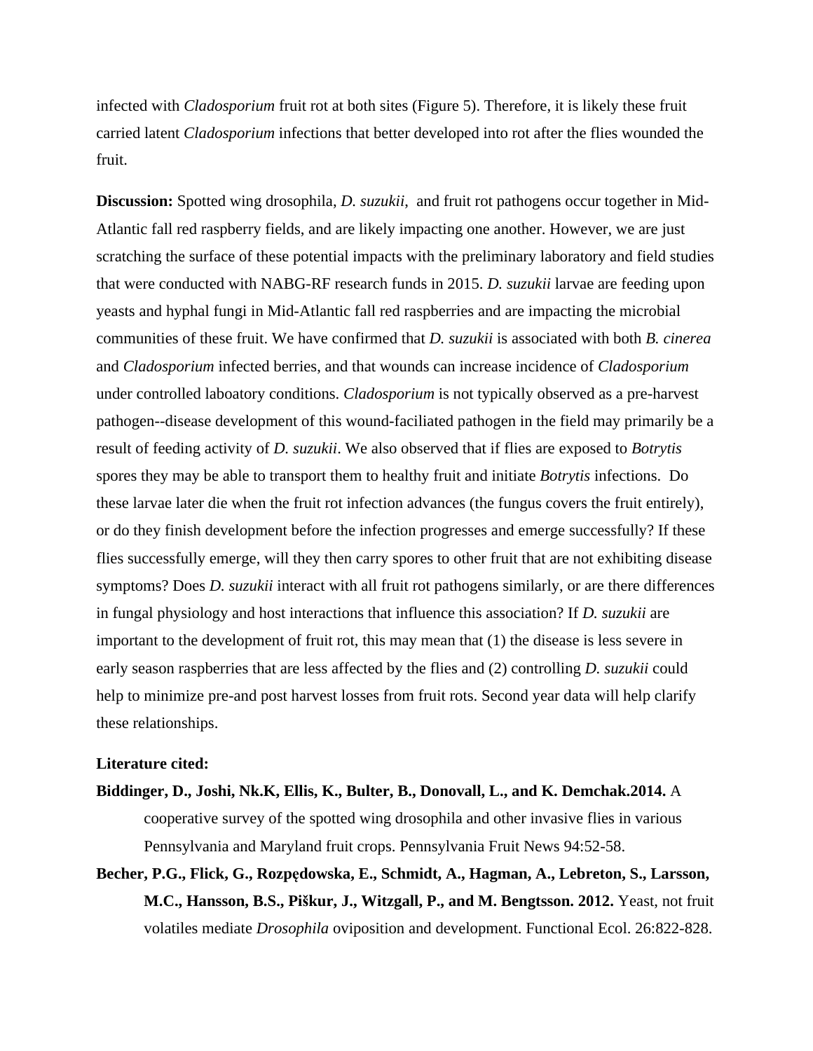infected with *Cladosporium* fruit rot at both sites (Figure 5). Therefore, it is likely these fruit carried latent *Cladosporium* infections that better developed into rot after the flies wounded the fruit.

**Discussion:** Spotted wing drosophila, *D. suzukii*, and fruit rot pathogens occur together in Mid-Atlantic fall red raspberry fields, and are likely impacting one another. However, we are just scratching the surface of these potential impacts with the preliminary laboratory and field studies that were conducted with NABG-RF research funds in 2015. *D. suzukii* larvae are feeding upon yeasts and hyphal fungi in Mid-Atlantic fall red raspberries and are impacting the microbial communities of these fruit. We have confirmed that *D. suzukii* is associated with both *B. cinerea* and *Cladosporium* infected berries, and that wounds can increase incidence of *Cladosporium* under controlled laboatory conditions. *Cladosporium* is not typically observed as a pre-harvest pathogen--disease development of this wound-faciliated pathogen in the field may primarily be a result of feeding activity of *D. suzukii*. We also observed that if flies are exposed to *Botrytis* spores they may be able to transport them to healthy fruit and initiate *Botrytis* infections. Do these larvae later die when the fruit rot infection advances (the fungus covers the fruit entirely), or do they finish development before the infection progresses and emerge successfully? If these flies successfully emerge, will they then carry spores to other fruit that are not exhibiting disease symptoms? Does *D. suzukii* interact with all fruit rot pathogens similarly, or are there differences in fungal physiology and host interactions that influence this association? If *D. suzukii* are important to the development of fruit rot, this may mean that (1) the disease is less severe in early season raspberries that are less affected by the flies and (2) controlling *D. suzukii* could help to minimize pre-and post harvest losses from fruit rots. Second year data will help clarify these relationships.

**Literature cited:**

**Biddinger, D., Joshi, Nk.K, Ellis, K., Bulter, B., Donovall, L., and K. Demchak.2014.** A cooperative survey of the spotted wing drosophila and other invasive flies in various Pennsylvania and Maryland fruit crops. Pennsylvania Fruit News 94:52-58.

**Becher, P.G., Flick, G., Rozpędowska, E., Schmidt, A., Hagman, A., Lebreton, S., Larsson, M.C., Hansson, B.S., Piškur, J., Witzgall, P., and M. Bengtsson. 2012.** Yeast, not fruit volatiles mediate *Drosophila* oviposition and development. Functional Ecol. 26:822-828.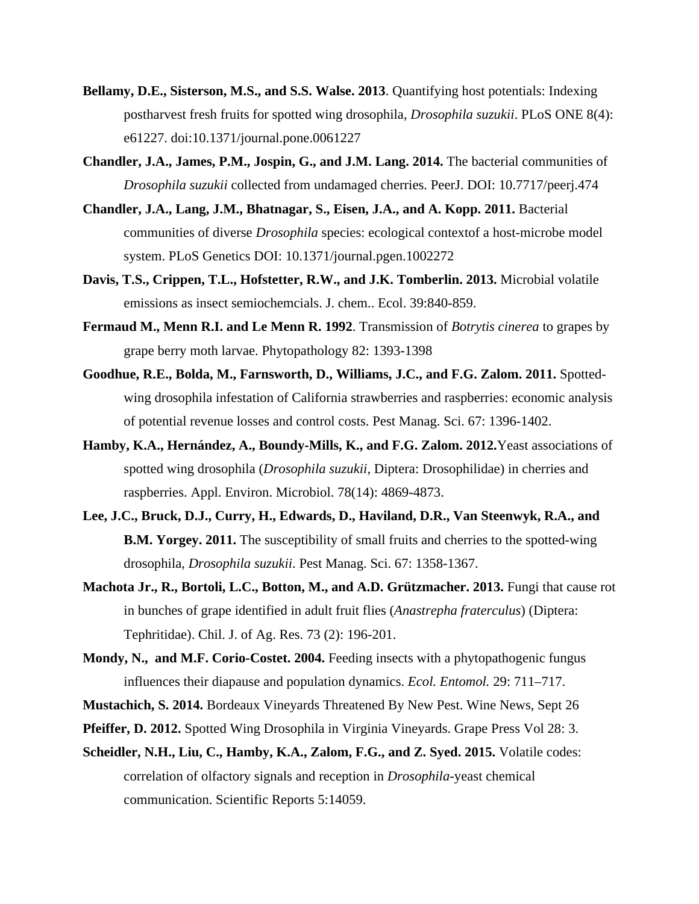**Bellamy, D.E., Sisterson, M.S., and S.S. Walse. 2013**. Quantifying host potentials: Indexing postharvest fresh fruits for spotted wing drosophila, *Drosophila suzukii*. PLoS ONE 8(4): e61227. doi:10.1371/journal.pone.0061227

**Chandler, J.A., James, P.M., Jospin, G., and J.M. Lang. 2014.** The bacterial communities of *Drosophila suzukii* collected from undamaged cherries. PeerJ. DOI: 10.7717/peerj.474

**Chandler, J.A., Lang, J.M., Bhatnagar, S., Eisen, J.A., and A. Kopp. 2011.** Bacterial communities of diverse *Drosophila* species: ecological contextof a host-microbe model system. PLoS Genetics DOI: 10.1371/journal.pgen.1002272

**Davis, T.S., Crippen, T.L., Hofstetter, R.W., and J.K. Tomberlin. 2013.** Microbial volatile emissions as insect semiochemcials. J. chem.. Ecol. 39:840-859.

**Fermaud M., Menn R.I. and Le Menn R. 1992**. Transmission of *Botrytis cinerea* to grapes by grape berry moth larvae. Phytopathology 82: 1393-1398

**Goodhue, R.E., Bolda, M., Farnsworth, D., Williams, J.C., and F.G. Zalom. 2011.** Spotted-wing drosophila infestation of California strawberries and raspberries: economic analysis of potential revenue losses and control costs. Pest Manag. Sci. 67: 1396-1402.

**Hamby, K.A., Hernández, A., Boundy-Mills, K., and F.G. Zalom. 2012.**Yeast associations of spotted wing drosophila (*Drosophila suzukii*, Diptera: Drosophilidae) in cherries and raspberries. Appl. Environ. Microbiol. 78(14): 4869-4873.

**Lee, J.C., Bruck, D.J., Curry, H., Edwards, D., Haviland, D.R., Van Steenwyk, R.A., and B.M. Yorgey. 2011.** The susceptibility of small fruits and cherries to the spotted-wing drosophila, *Drosophila suzukii*. Pest Manag. Sci. 67: 1358-1367.

**Machota Jr., R., Bortoli, L.C., Botton, M., and A.D. Grützmacher. 2013.** Fungi that cause rot in bunches of grape identified in adult fruit flies (*Anastrepha fraterculus*) (Diptera: Tephritidae). Chil. J. of Ag. Res. 73 (2): 196-201.

**Mondy, N., and M.F. Corio-Costet. 2004.** Feeding insects with a phytopathogenic fungus influences their diapause and population dynamics. *Ecol. Entomol.* 29: 711–717.

**Mustachich, S. 2014.** Bordeaux Vineyards Threatened By New Pest. Wine News, Sept 26

**Pfeiffer, D. 2012.** Spotted Wing Drosophila in Virginia Vineyards. Grape Press Vol 28: 3.

**Scheidler, N.H., Liu, C., Hamby, K.A., Zalom, F.G., and Z. Syed. 2015.** Volatile codes: correlation of olfactory signals and reception in *Drosophila*-yeast chemical communication. Scientific Reports 5:14059.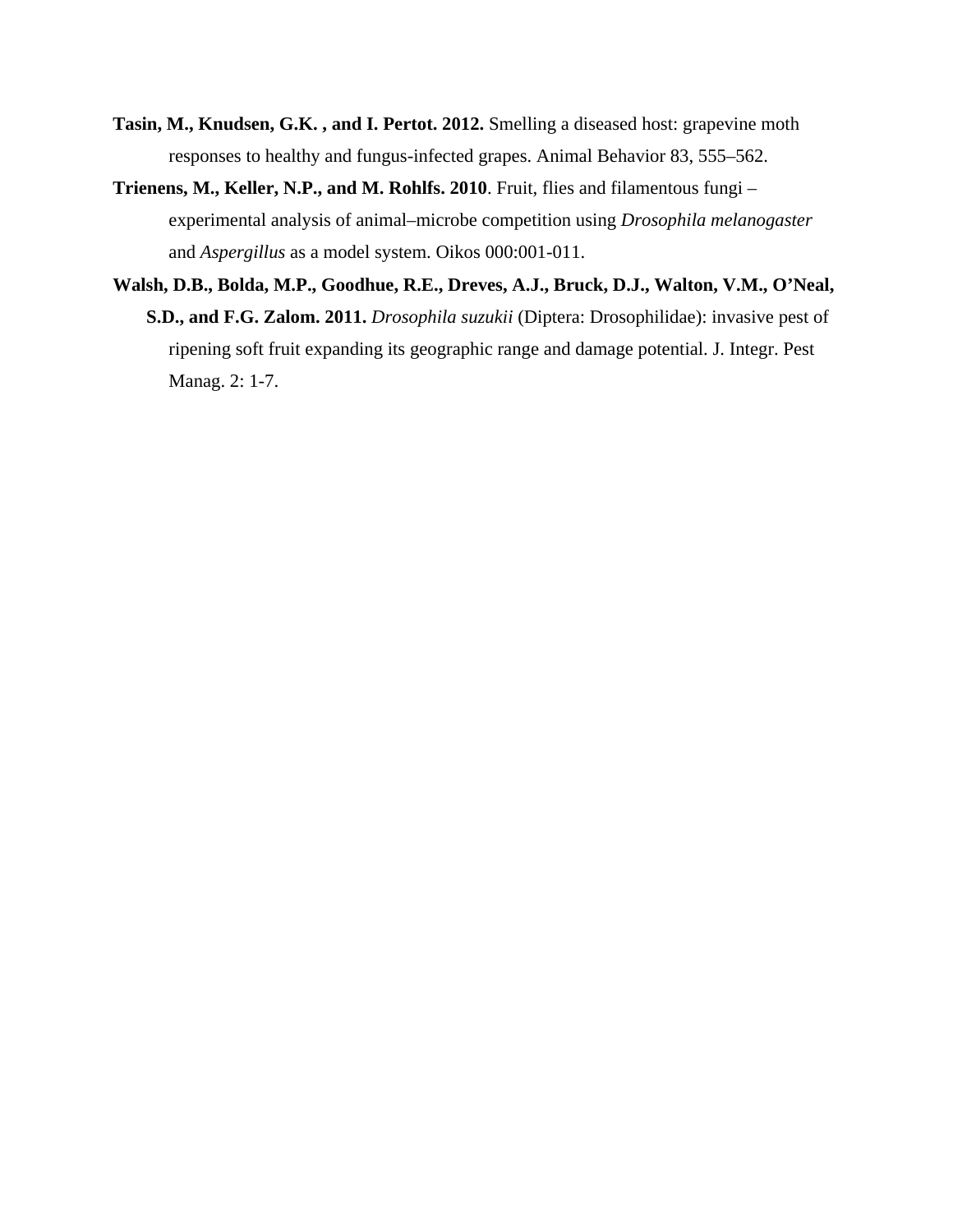**Tasin, M., Knudsen, G.K. , and I. Pertot. 2012.** Smelling a diseased host: grapevine moth responses to healthy and fungus-infected grapes. Animal Behavior 83, 555–562.

**Trienens, M., Keller, N.P., and M. Rohlfs. 2010**. Fruit, flies and filamentous fungi – experimental analysis of animal–microbe competition using *Drosophila melanogaster* and *Aspergillus* as a model system. Oikos 000:001-011.

**Walsh, D.B., Bolda, M.P., Goodhue, R.E., Dreves, A.J., Bruck, D.J., Walton, V.M., O'Neal, S.D., and F.G. Zalom. 2011.** *Drosophila suzukii* (Diptera: Drosophilidae): invasive pest of ripening soft fruit expanding its geographic range and damage potential. J. Integr. Pest Manag. 2: 1-7.